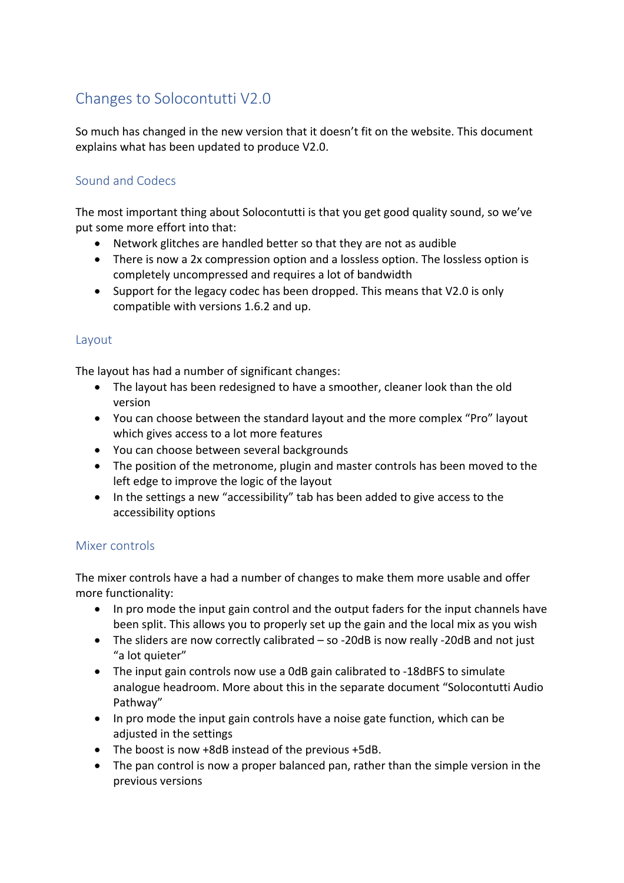# Changes to Solocontutti V2.0

So much has changed in the new version that it doesn't fit on the website. This document explains what has been updated to produce V2.0.

## Sound and Codecs

The most important thing about Solocontutti is that you get good quality sound, so we've put some more effort into that:

- Network glitches are handled better so that they are not as audible
- There is now a 2x compression option and a lossless option. The lossless option is completely uncompressed and requires a lot of bandwidth
- Support for the legacy codec has been dropped. This means that V2.0 is only compatible with versions 1.6.2 and up.

## Layout

The layout has had a number of significant changes:

- The layout has been redesigned to have a smoother, cleaner look than the old version
- You can choose between the standard layout and the more complex "Pro" layout which gives access to a lot more features
- You can choose between several backgrounds
- The position of the metronome, plugin and master controls has been moved to the left edge to improve the logic of the layout
- In the settings a new "accessibility" tab has been added to give access to the accessibility options

## Mixer controls

The mixer controls have a had a number of changes to make them more usable and offer more functionality:

- In pro mode the input gain control and the output faders for the input channels have been split. This allows you to properly set up the gain and the local mix as you wish
- The sliders are now correctly calibrated – so -20dB is now really -20dB and not just "a lot quieter"
- The input gain controls now use a 0dB gain calibrated to -18dBFS to simulate analogue headroom. More about this in the separate document "Solocontutti Audio Pathway"
- In pro mode the input gain controls have a noise gate function, which can be adjusted in the settings
- The boost is now +8dB instead of the previous +5dB.
- The pan control is now a proper balanced pan, rather than the simple version in the previous versions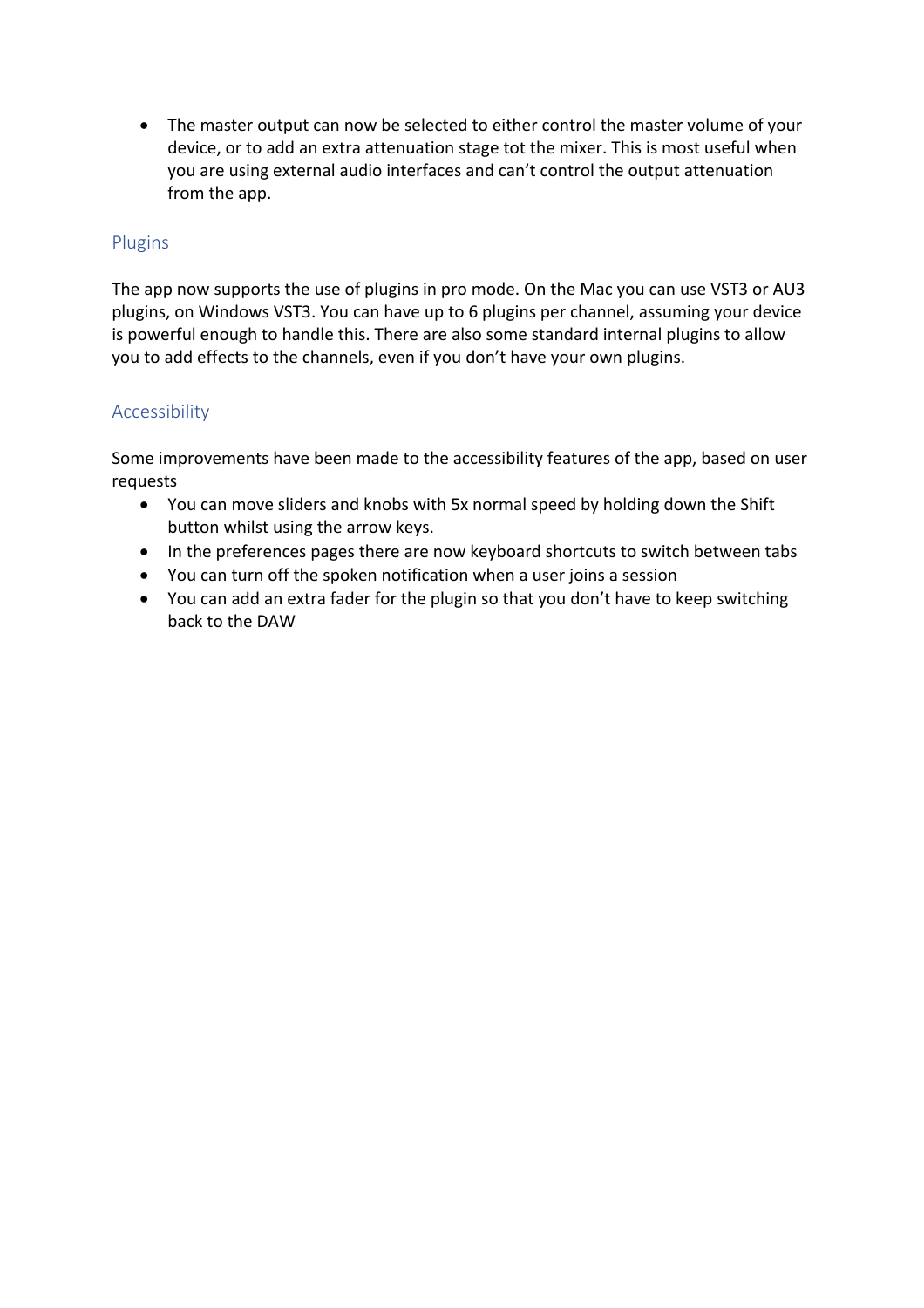- The master output can now be selected to either control the master volume of your device, or to add an extra attenuation stage tot the mixer. This is most useful when you are using external audio interfaces and can't control the output attenuation from the app.

## Plugins

The app now supports the use of plugins in pro mode. On the Mac you can use VST3 or AU3 plugins, on Windows VST3. You can have up to 6 plugins per channel, assuming your device is powerful enough to handle this. There are also some standard internal plugins to allow you to add effects to the channels, even if you don't have your own plugins.

## Accessibility

Some improvements have been made to the accessibility features of the app, based on user requests

- You can move sliders and knobs with 5x normal speed by holding down the Shift button whilst using the arrow keys.
- In the preferences pages there are now keyboard shortcuts to switch between tabs
- You can turn off the spoken notification when a user joins a session
- You can add an extra fader for the plugin so that you don't have to keep switching back to the DAW